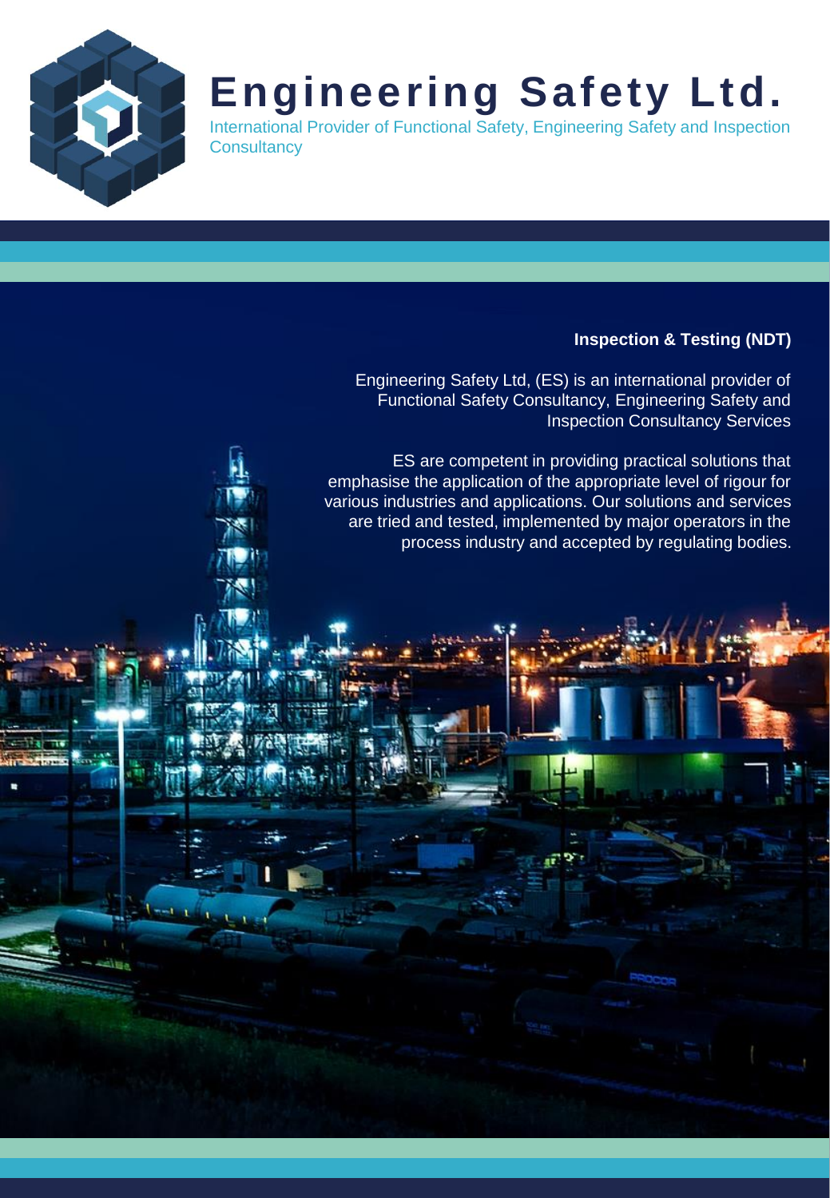# Engineering Safety Ltd.

International Provider of Functional Safety, Engineering Safety and Inspection Consultancy

**Inspection & Testing (NDT)**

Engineering Safety Ltd, (ES) is an international provider of Functional Safety Consultancy, Engineering Safety and Inspection Consultancy Services

ES are competent in providing practical solutions that emphasise the application of the appropriate level of rigour for various industries and applications. Our solutions and services are tried and tested, implemented by major operators in the process industry and accepted by regulating bodies.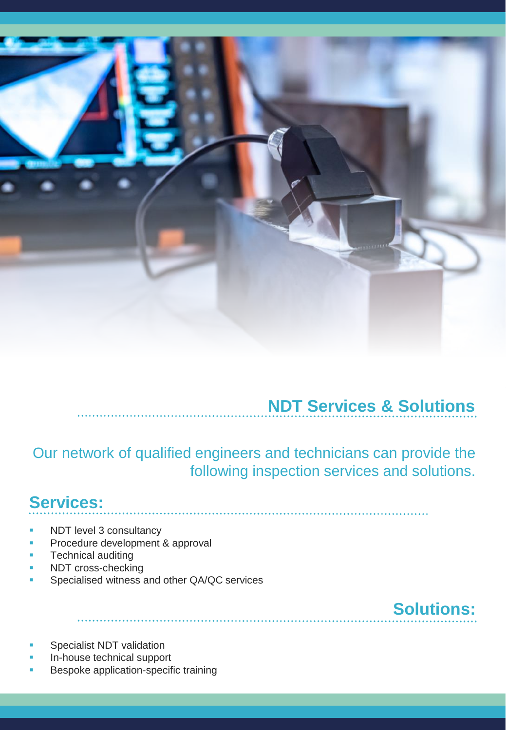## NDT Services & Solutions

Our network of qualified engineers and technicians can provide the following inspection services and solutions.

### Services:

- NDT level 3 consultancy
- Procedure development & approval
- Technical auditing
- NDT cross-checking
- Specialised witness and other QA/QC services

### Solutions:

- Specialist NDT validation
- In-house technical support
- Bespoke application-specific training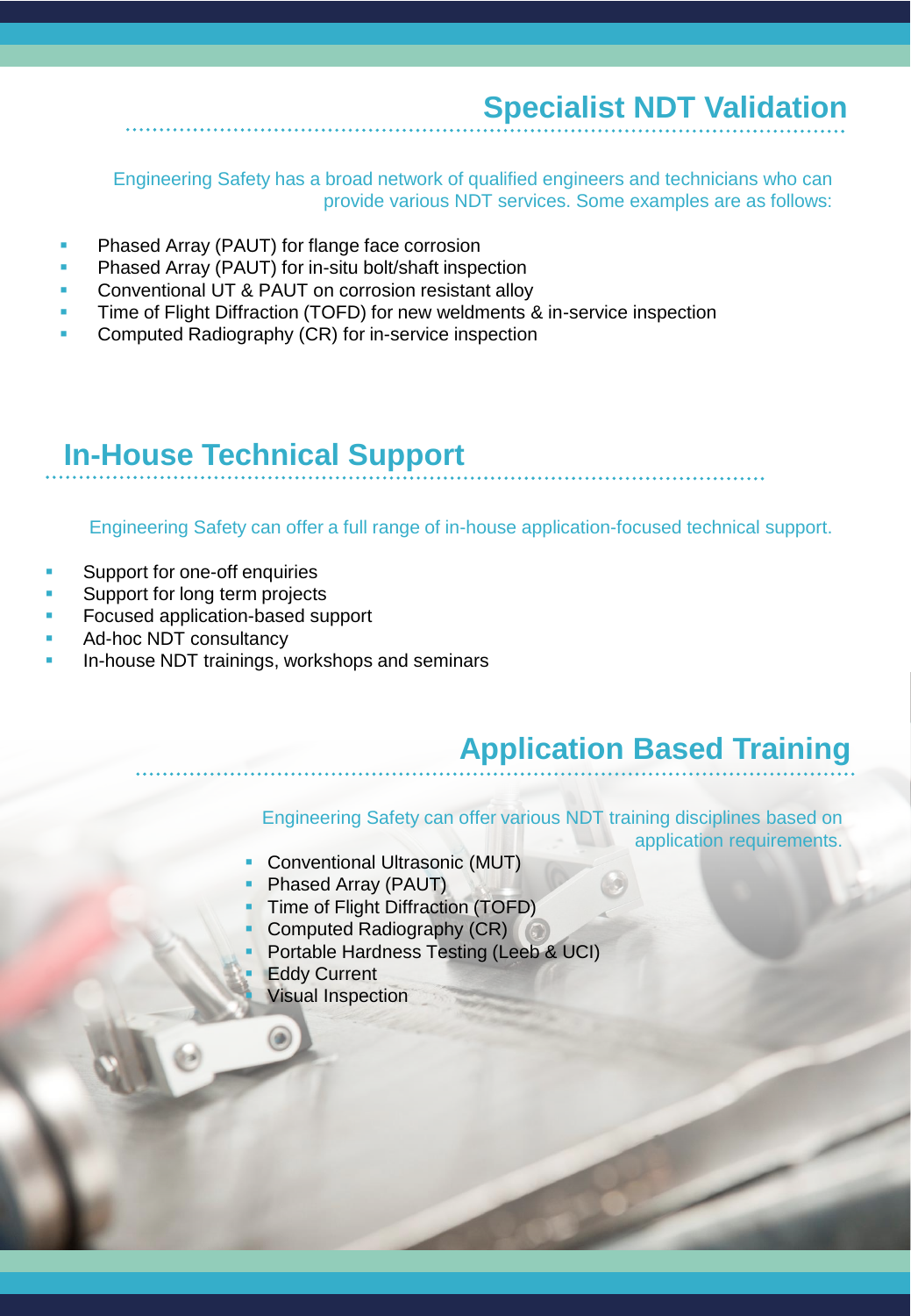## Specialist NDT Validation

Engineering Safety has a broad network of qualified engineers and technicians who can provide various NDT services. Some examples are as follows:

- Phased Array (PAUT) for flange face corrosion
- Phased Array (PAUT) for in-situ bolt/shaft inspection
- Conventional UT & PAUT on corrosion resistant alloy
- Time of Flight Diffraction (TOFD) for new weldments & in-service inspection
- Computed Radiography (CR) for in-service inspection

## In-House Technical Support

Engineering Safety can offer a full range of in-house application-focused technical support.

- Support for one-off enquiries
- Support for long term projects
- Focused application-based support
- Ad-hoc NDT consultancy
- In-house NDT trainings, workshops and seminars

## Application Based Training

Engineering Safety can offer various NDT training disciplines based on application requirements.

- Conventional Ultrasonic (MUT)
- Phased Array (PAUT)
- Time of Flight Diffraction (TOFD)
- Computed Radiography (CR)
- Portable Hardness Testing (Leeb & UCI)
- Eddy Current
- Visual Inspection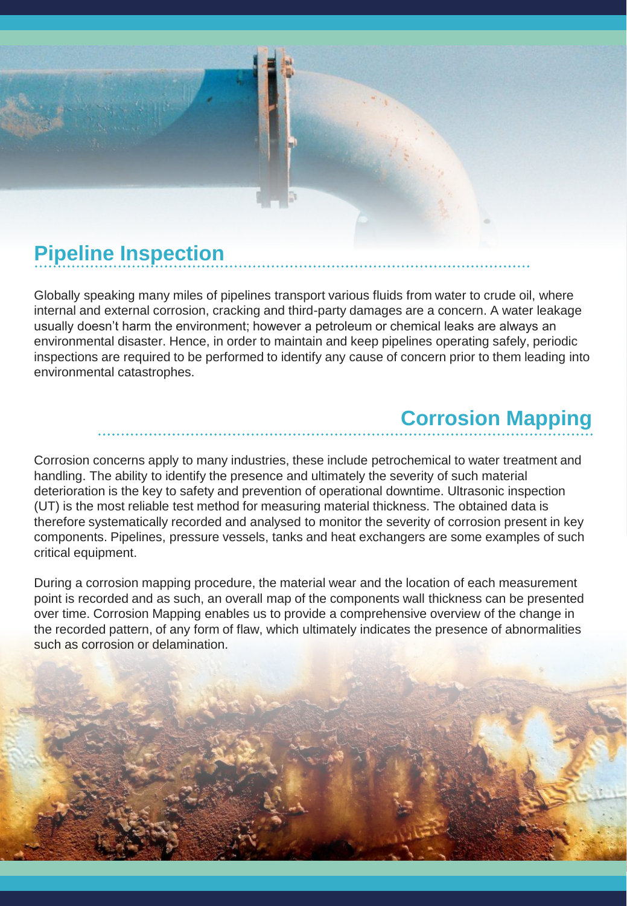## Pipeline Inspection

Globally speaking many miles of pipelines transport various fluids from water to crude oil, where internal and external corrosion, cracking and third-party damages are a concern. A water leakage usually doesn't harm the environment; however a petroleum or chemical leaks are always an environmental disaster. Hence, in order to maintain and keep pipelines operating safely, periodic inspections are required to be performed to identify any cause of concern prior to them leading into environmental catastrophes.

## Corrosion Mapping

Corrosion concerns apply to many industries, these include petrochemical to water treatment and handling. The ability to identify the presence and ultimately the severity of such material deterioration is the key to safety and prevention of operational downtime. Ultrasonic inspection (UT) is the most reliable test method for measuring material thickness. The obtained data is therefore systematically recorded and analysed to monitor the severity of corrosion present in key components. Pipelines, pressure vessels, tanks and heat exchangers are some examples of such critical equipment.

During a corrosion mapping procedure, the material wear and the location of each measurement point is recorded and as such, an overall map of the components wall thickness can be presented over time. Corrosion Mapping enables us to provide a comprehensive overview of the change in the recorded pattern, of any form of flaw, which ultimately indicates the presence of abnormalities such as corrosion or delamination.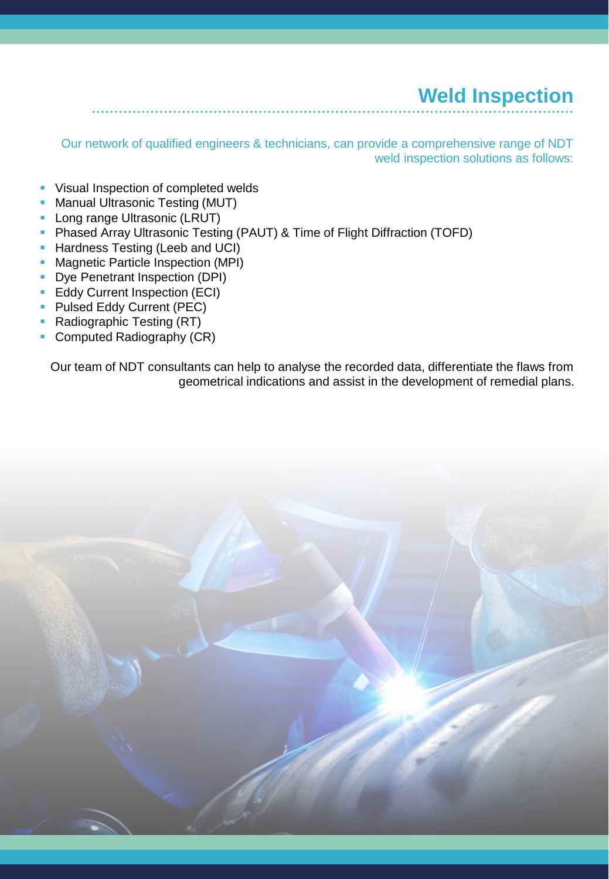# Weld Inspection

Our network of qualified engineers & technicians, can provide a comprehensive range of NDT weld inspection solutions as follows:

- Visual Inspection of completed welds
- Manual Ultrasonic Testing (MUT)
- Long range Ultrasonic (LRUT)
- Phased Array Ultrasonic Testing (PAUT) & Time of Flight Diffraction (TOFD)
- Hardness Testing (Leeb and UCI)
- Magnetic Particle Inspection (MPI)
- Dye Penetrant Inspection (DPI)
- Eddy Current Inspection (ECI)
- Pulsed Eddy Current (PEC)
- Radiographic Testing (RT)
- Computed Radiography (CR)

Our team of NDT consultants can help to analyse the recorded data, differentiate the flaws from geometrical indications and assist in the development of remedial plans.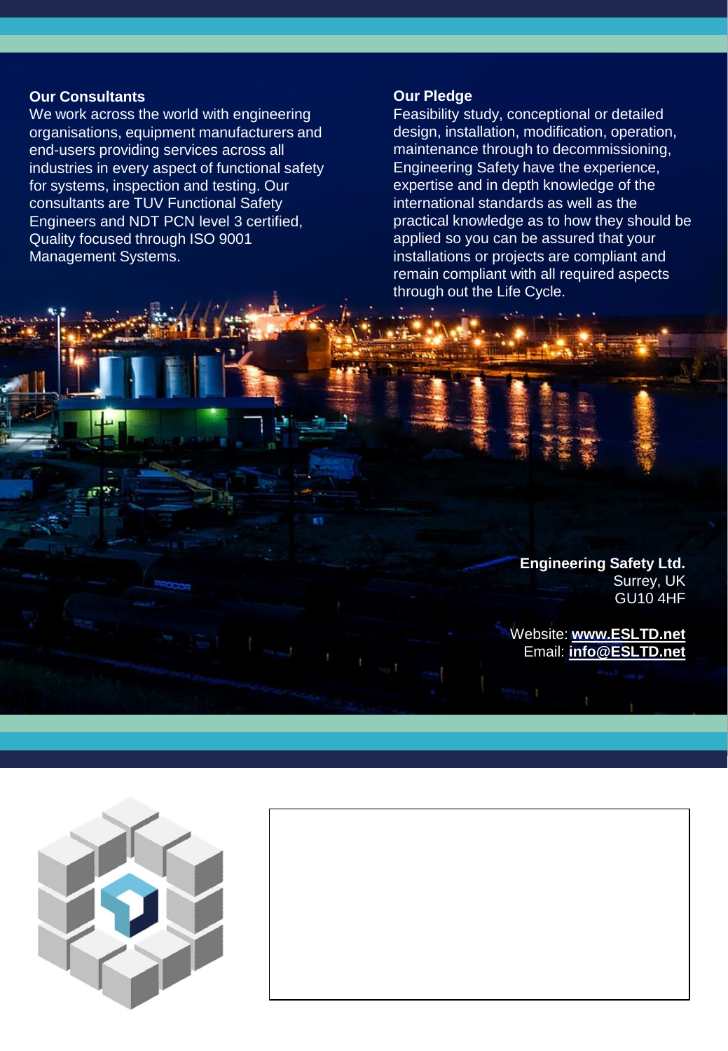## Our Consultants

We work across the world with engineering organisations, equipment manufacturers and end-users providing services across all industries in every aspect of functional safety for systems, inspection and testing. Our consultants are TUV Functional Safety Engineers and NDT PCN level 3 certified, Quality focused through ISO 9001 Management Systems.

## Our Pledge

Feasibility study, conceptional or detailed design, installation, modification, operation, maintenance through to decommissioning, Engineering Safety have the experience, expertise and in depth knowledge of the international standards as well as the practical knowledge as to how they should be applied so you can be assured that your installations or projects are compliant and remain compliant with all required aspects through out the Life Cycle.

**Engineering Safety Ltd.**
Surrey, UK
GU10 4HF

Website: **www.ESLTD.net**
Email: **info@ESLTD.net**